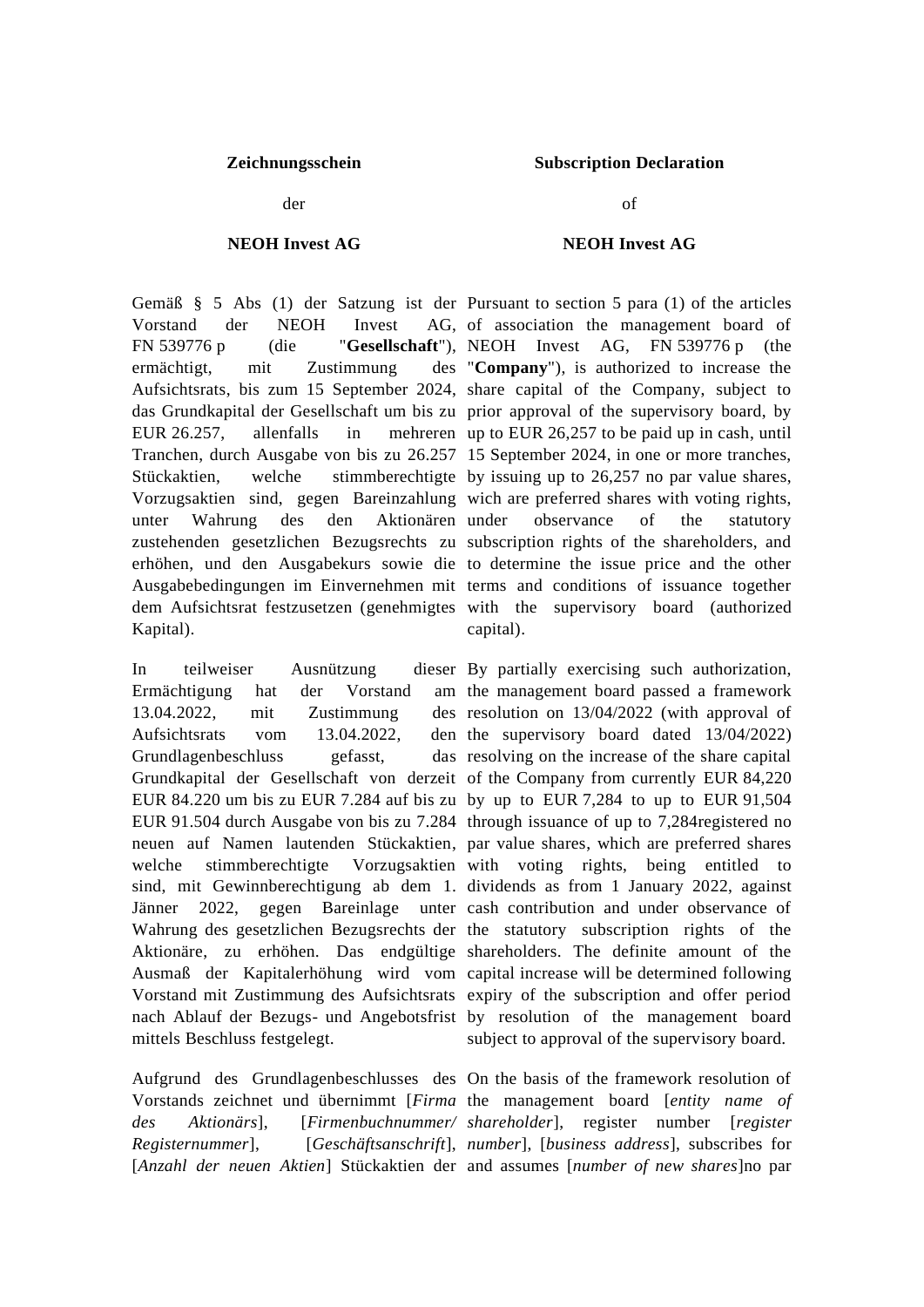**Zeichnungsschein**

der

**NEOH Invest AG**

Gemäß § 5 Abs (1) der Satzung ist der Vorstand der NEOH Invest AG, FN 539776 p (die "**Gesellschaft**"), ermächtigt, mit Zustimmung des Aufsichtsrats, bis zum 15 September 2024, das Grundkapital der Gesellschaft um bis zu EUR 26.257, allenfalls in mehreren Tranchen, durch Ausgabe von bis zu 26.257 Stückaktien, welche stimmberechtigte Vorzugsaktien sind, gegen Bareinzahlung unter Wahrung des den Aktionären zustehenden gesetzlichen Bezugsrechts zu erhöhen, und den Ausgabekurs sowie die Ausgabebedingungen im Einvernehmen mit dem Aufsichtsrat festzusetzen (genehmigtes Kapital).

In teilweiser Ausnützung dieser Ermächtigung hat der Vorstand am 13.04.2022, mit Zustimmung des Aufsichtsrats vom 13.04.2022, den Grundlagenbeschluss gefasst, das Grundkapital der Gesellschaft von derzeit EUR 84.220 um bis zu EUR 7.284 auf bis zu EUR 91.504 durch Ausgabe von bis zu 7.284 neuen auf Namen lautenden Stückaktien, welche stimmberechtigte Vorzugsaktien sind, mit Gewinnberechtigung ab dem 1. Jänner 2022, gegen Bareinlage unter Wahrung des gesetzlichen Bezugsrechts der Aktionäre, zu erhöhen. Das endgültige Ausmaß der Kapitalerhöhung wird vom Vorstand mit Zustimmung des Aufsichtsrats nach Ablauf der Bezugs- und Angebotsfrist mittels Beschluss festgelegt.

Aufgrund des Grundlagenbeschlusses des Vorstands zeichnet und übernimmt [*Firma des Aktionärs*], [*Firmenbuchnummer/ Registernummer*], [*Geschäftsanschrift*], [*Anzahl der neuen Aktien*] Stückaktien der

**Subscription Declaration**

of

**NEOH Invest AG**

Pursuant to section 5 para (1) of the articles of association the management board of NEOH Invest AG, FN 539776 p (the "**Company**"), is authorized to increase the share capital of the Company, subject to prior approval of the supervisory board, by up to EUR 26,257 to be paid up in cash, until 15 September 2024, in one or more tranches, by issuing up to 26,257 no par value shares, wich are preferred shares with voting rights, under observance of the statutory subscription rights of the shareholders, and to determine the issue price and the other terms and conditions of issuance together with the supervisory board (authorized capital).

By partially exercising such authorization, the management board passed a framework resolution on 13/04/2022 (with approval of the supervisory board dated 13/04/2022) resolving on the increase of the share capital of the Company from currently EUR 84,220 by up to EUR 7,284 to up to EUR 91,504 through issuance of up to 7,284registered no par value shares, which are preferred shares with voting rights, being entitled to dividends as from 1 January 2022, against cash contribution and under observance of the statutory subscription rights of the shareholders. The definite amount of the capital increase will be determined following expiry of the subscription and offer period by resolution of the management board subject to approval of the supervisory board.

On the basis of the framework resolution of the management board [*entity name of shareholder*], register number [*register number*], [*business address*], subscribes for and assumes [*number of new shares*]no par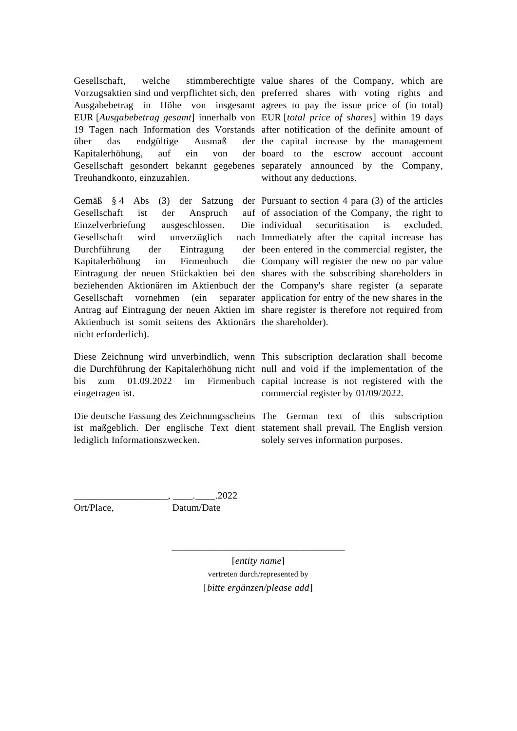Gesellschaft, welche stimmberechtigte Vorzugsaktien sind und verpflichtet sich, den Ausgabebetrag in Höhe von insgesamt EUR [*Ausgabebetrag gesamt*] innerhalb von 19 Tagen nach Information des Vorstands über das endgültige Ausmaß der Kapitalerhöhung, auf ein von der Gesellschaft gesondert bekannt gegebenes Treuhandkonto, einzuzahlen.

value shares of the Company, which are preferred shares with voting rights and agrees to pay the issue price of (in total) EUR [*total price of shares*] within 19 days after notification of the definite amount of the capital increase by the management board to the escrow account account separately announced by the Company, without any deductions.

Gemäß § 4 Abs (3) der Satzung der Gesellschaft ist der Anspruch auf Einzelverbriefung ausgeschlossen. Die Gesellschaft wird unverzüglich nach Durchführung der Eintragung der Kapitalerhöhung im Firmenbuch die Eintragung der neuen Stückaktien bei den beziehenden Aktionären im Aktienbuch der Gesellschaft vornehmen (ein separater Antrag auf Eintragung der neuen Aktien im Aktienbuch ist somit seitens des Aktionärs nicht erforderlich).

Pursuant to section 4 para (3) of the articles of association of the Company, the right to individual securitisation is excluded. Immediately after the capital increase has been entered in the commercial register, the Company will register the new no par value shares with the subscribing shareholders in the Company's share register (a separate application for entry of the new shares in the share register is therefore not required from the shareholder).

Diese Zeichnung wird unverbindlich, wenn die Durchführung der Kapitalerhöhung nicht bis zum 01.09.2022 im Firmenbuch eingetragen ist.

This subscription declaration shall become null and void if the implementation of the capital increase is not registered with the commercial register by 01/09/2022.

Die deutsche Fassung des Zeichnungsscheins ist maßgeblich. Der englische Text dient lediglich Informationszwecken.

The German text of this subscription statement shall prevail. The English version solely serves information purposes.

___________________, ____.____.2022

Ort/Place, Datum/Date

___________________________________

[*entity name*]

vertreten durch/represented by

[*bitte ergänzen/please add*]